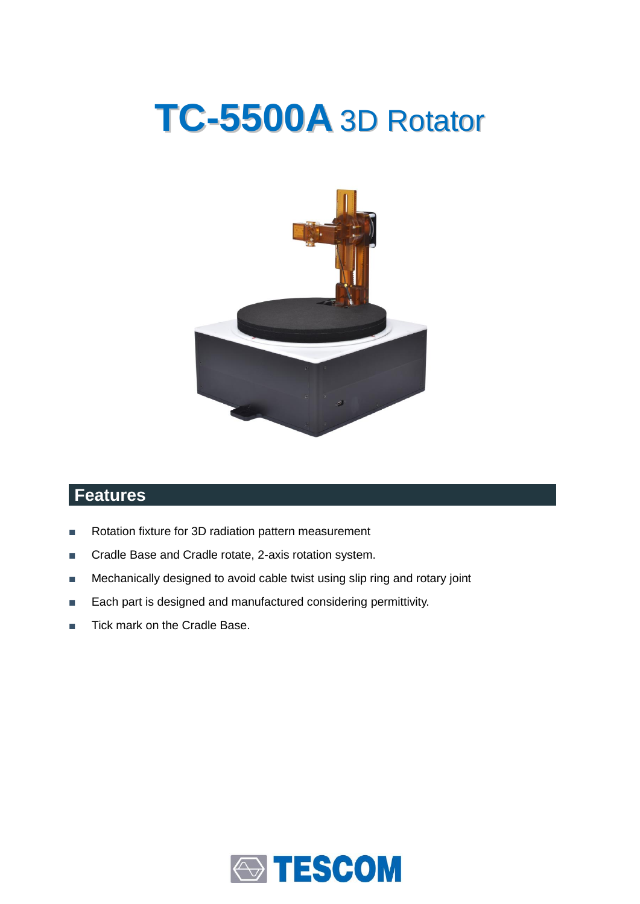# TC-5500A 3D Rotator

## Features

- Rotation fixture for 3D radiation pattern measurement
- Cradle Base and Cradle rotate, 2-axis rotation system.
- Mechanically designed to avoid cable twist using slip ring and rotary joint
- Each part is designed and manufactured considering permittivity.
- Tick mark on the Cradle Base.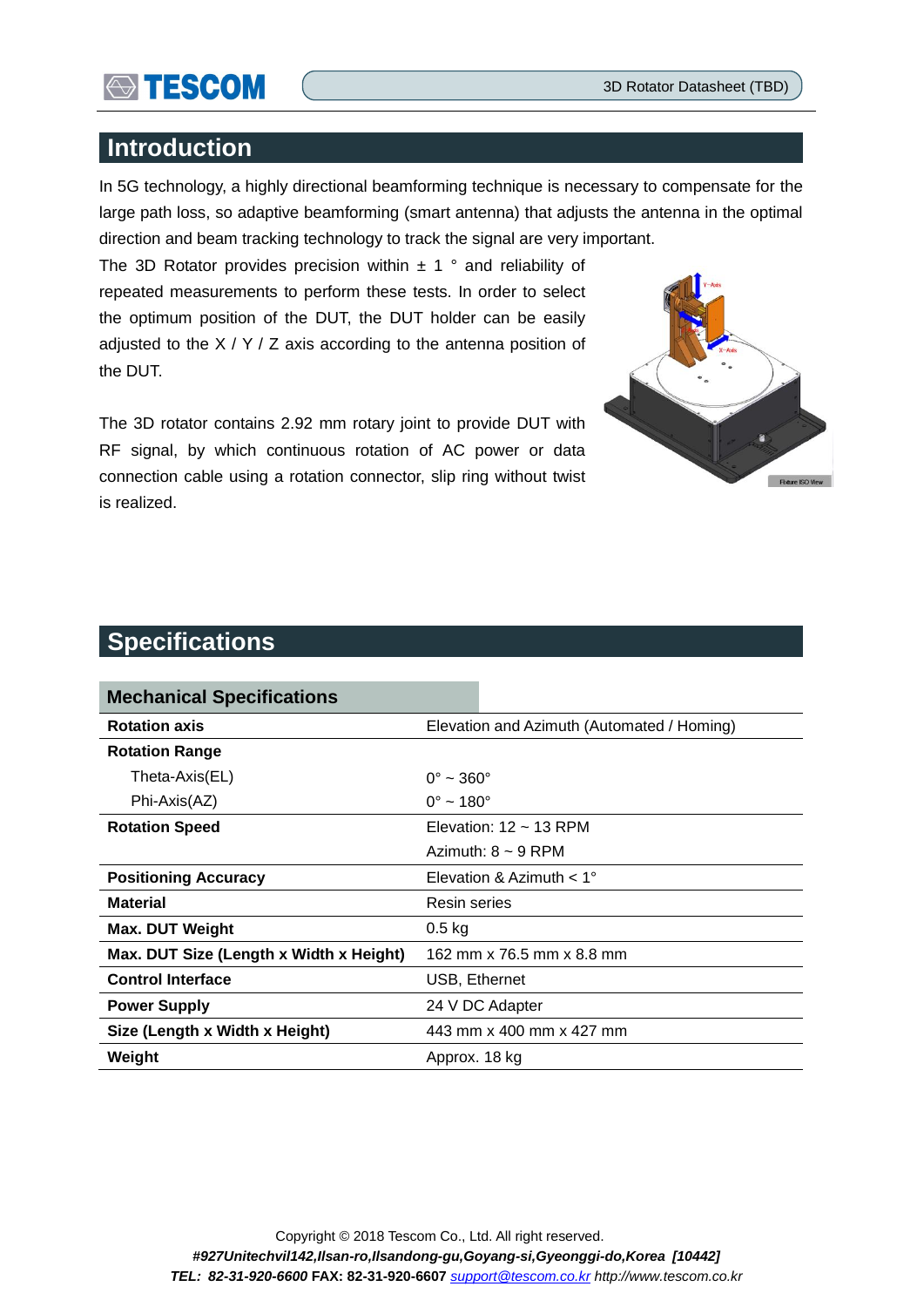## Introduction

In 5G technology, a highly directional beamforming technique is necessary to compensate for the large path loss, so adaptive beamforming (smart antenna) that adjusts the antenna in the optimal direction and beam tracking technology to track the signal are very important.

The 3D Rotator provides precision within ± 1 ° and reliability of repeated measurements to perform these tests. In order to select the optimum position of the DUT, the DUT holder can be easily adjusted to the X / Y / Z axis according to the antenna position of the DUT.

The 3D rotator contains 2.92 mm rotary joint to provide DUT with RF signal, by which continuous rotation of AC power or data connection cable using a rotation connector, slip ring without twist is realized.

## Specifications

| Mechanical Specifications | |
|---|---|
| **Rotation axis** | Elevation and Azimuth (Automated / Homing) |
| **Rotation Range** | |
| Theta-Axis(EL) | 0° ~ 360° |
| Phi-Axis(AZ) | 0° ~ 180° |
| **Rotation Speed** | Elevation: 12 ~ 13 RPM<br>Azimuth: 8 ~ 9 RPM |
| **Positioning Accuracy** | Elevation & Azimuth < 1° |
| **Material** | Resin series |
| **Max. DUT Weight** | 0.5 kg |
| **Max. DUT Size (Length x Width x Height)** | 162 mm x 76.5 mm x 8.8 mm |
| **Control Interface** | USB, Ethernet |
| **Power Supply** | 24 V DC Adapter |
| **Size (Length x Width x Height)** | 443 mm x 400 mm x 427 mm |
| **Weight** | Approx. 18 kg |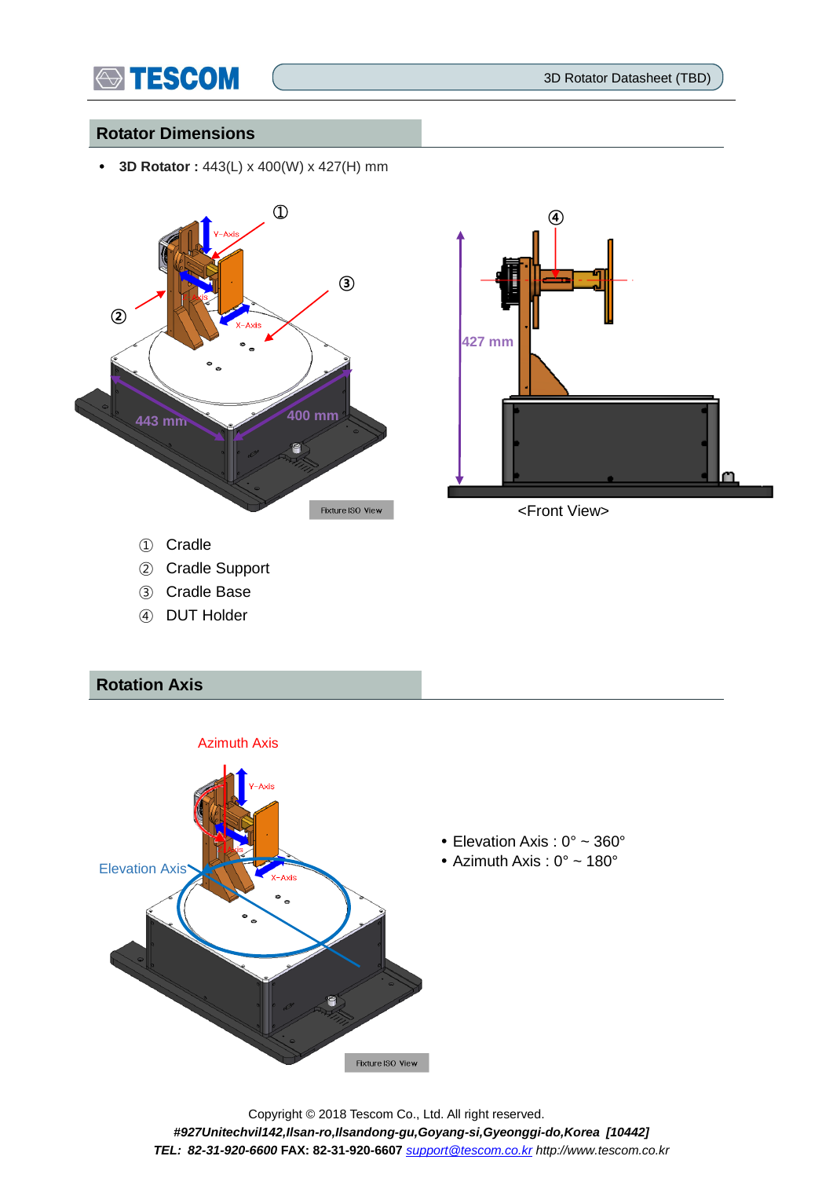## Rotator Dimensions

- **3D Rotator :** 443(L) x 400(W) x 427(H) mm

<Front View>

① Cradle
② Cradle Support
③ Cradle Base
④ DUT Holder

## Rotation Axis

- Elevation Axis : 0° ~ 360°
- Azimuth Axis : 0° ~ 180°

Copyright © 2018 Tescom Co., Ltd. All right reserved.
*#927Unitechvil142,Ilsan-ro,Ilsandong-gu,Goyang-si,Gyeonggi-do,Korea [10442]*
*TEL: 82-31-920-6600* **FAX: 82-31-920-6607** *support@tescom.co.kr http://www.tescom.co.kr*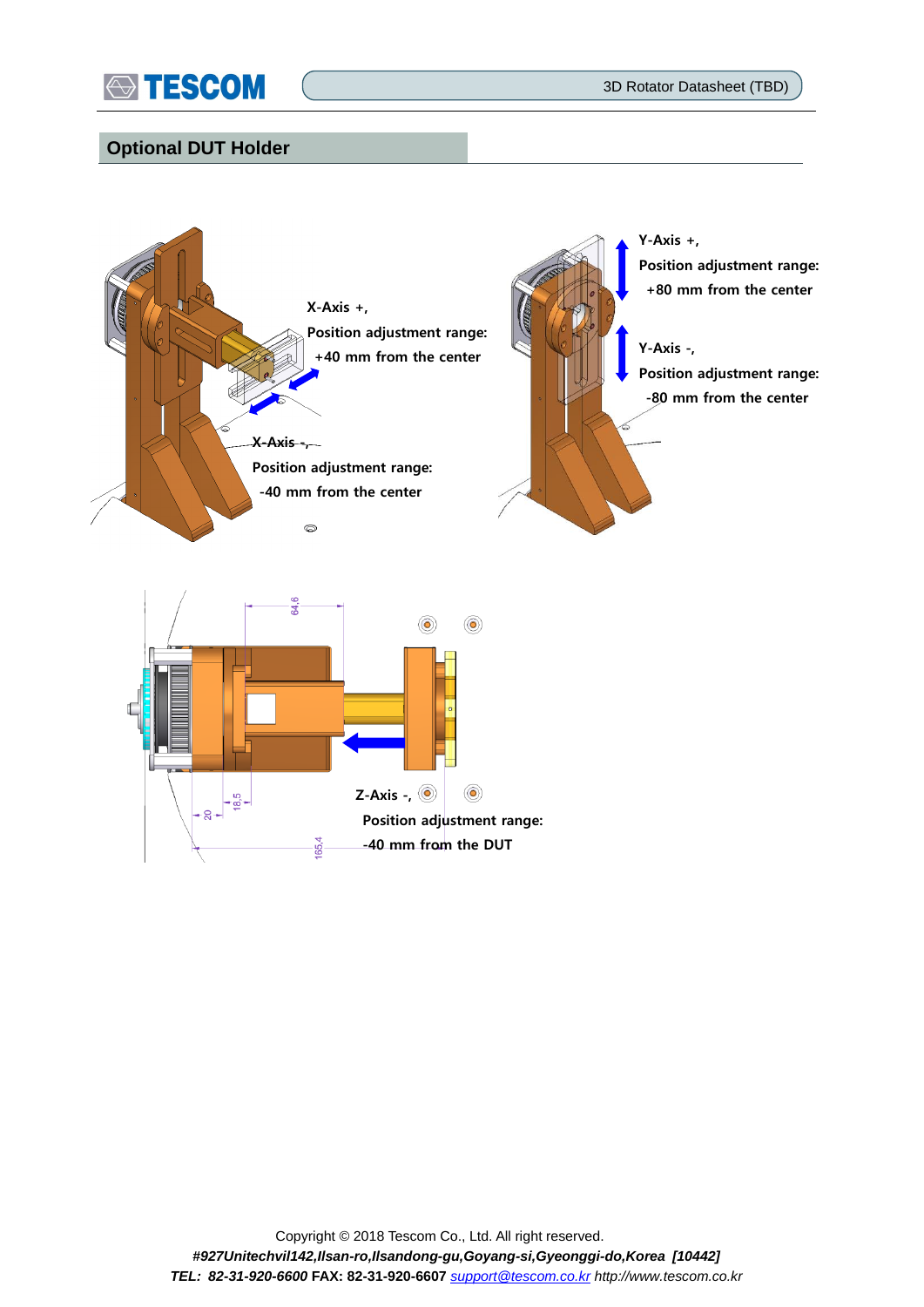## Optional DUT Holder

X-Axis +,
Position adjustment range:
+40 mm from the center

X-Axis -,
Position adjustment range:
-40 mm from the center

Y-Axis +,
Position adjustment range:
+80 mm from the center

Y-Axis -,
Position adjustment range:
-80 mm from the center

64,6

20

18,5

165,4

Z-Axis -,
Position adjustment range:
-40 mm from the DUT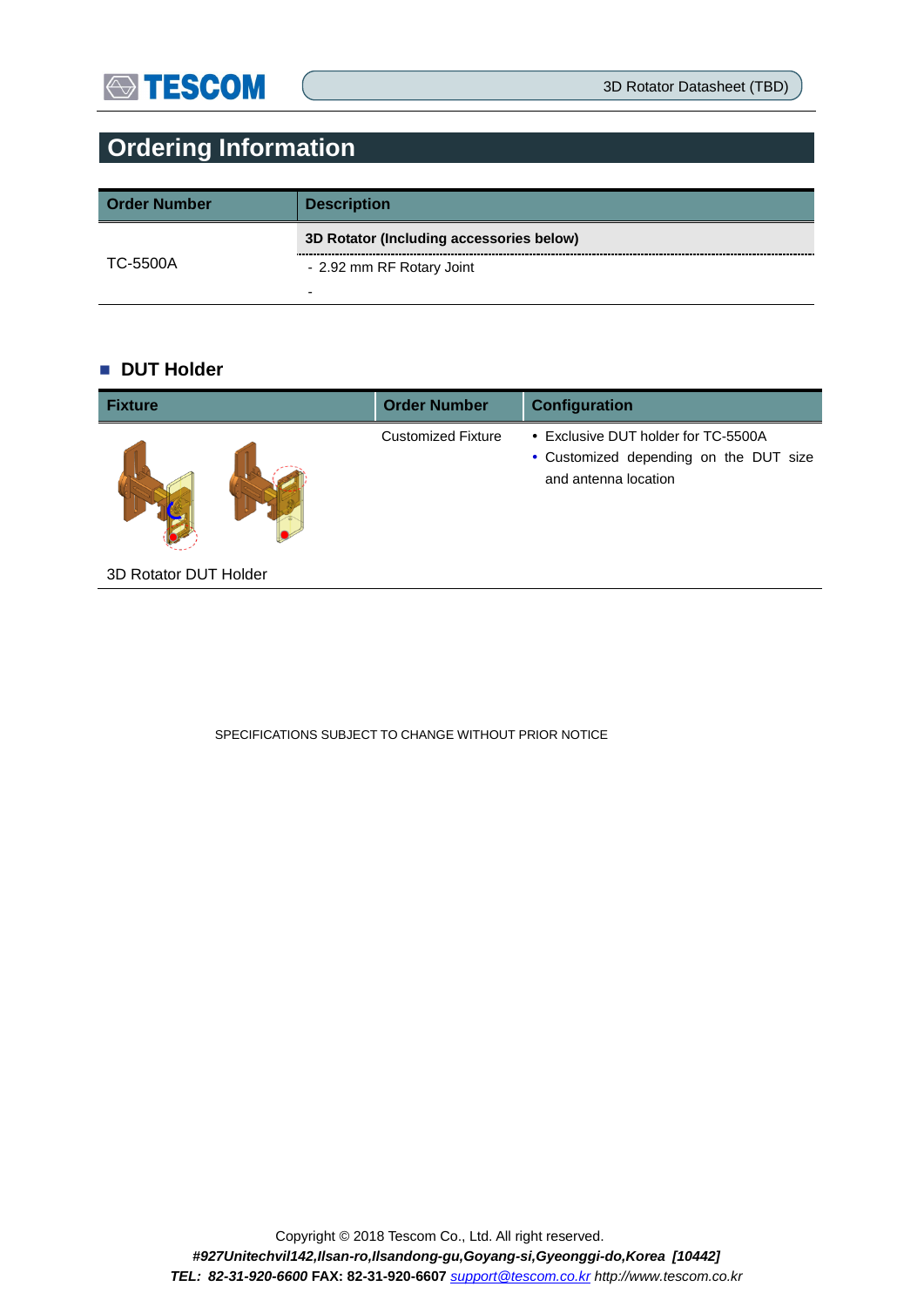## Ordering Information

| Order Number | Description |
|---|---|
| TC-5500A | **3D Rotator (Including accessories below)** |
| | - 2.92 mm RF Rotary Joint |
| | - |

### DUT Holder

| Fixture | Order Number | Configuration |
|---|---|---|
| 3D Rotator DUT Holder | Customized Fixture | • Exclusive DUT holder for TC-5500A<br>• Customized depending on the DUT size and antenna location |

SPECIFICATIONS SUBJECT TO CHANGE WITHOUT PRIOR NOTICE

Copyright © 2018 Tescom Co., Ltd. All right reserved.

***#927Unitechvil142,Ilsan-ro,Ilsandong-gu,Goyang-si,Gyeonggi-do,Korea [10442]***

***TEL: 82-31-920-6600*** **FAX: 82-31-920-6607** *support@tescom.co.kr* *http://www.tescom.co.kr*